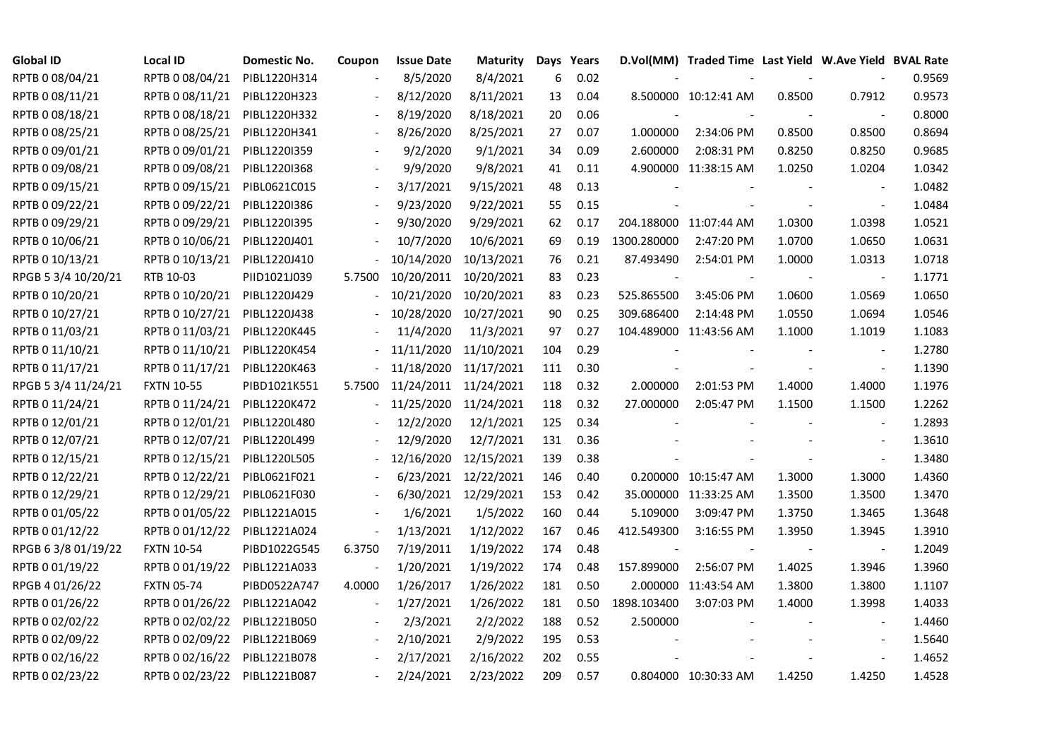| Global ID | Local ID | Domestic No. | Coupon | Issue Date | Maturity | Days | Years | D.Vol(MM) | Traded Time | Last Yield | W.Ave Yield | BVAL Rate |
|---|---|---|---|---|---|---|---|---|---|---|---|---|
| RPTB 0 08/04/21 | RPTB 0 08/04/21 | PIBL1220H314 | - | 8/5/2020 | 8/4/2021 | 6 | 0.02 | - | - | - | - | 0.9569 |
| RPTB 0 08/11/21 | RPTB 0 08/11/21 | PIBL1220H323 | - | 8/12/2020 | 8/11/2021 | 13 | 0.04 | 8.500000 | 10:12:41 AM | 0.8500 | 0.7912 | 0.9573 |
| RPTB 0 08/18/21 | RPTB 0 08/18/21 | PIBL1220H332 | - | 8/19/2020 | 8/18/2021 | 20 | 0.06 | - | - | - | - | 0.8000 |
| RPTB 0 08/25/21 | RPTB 0 08/25/21 | PIBL1220H341 | - | 8/26/2020 | 8/25/2021 | 27 | 0.07 | 1.000000 | 2:34:06 PM | 0.8500 | 0.8500 | 0.8694 |
| RPTB 0 09/01/21 | RPTB 0 09/01/21 | PIBL1220I359 | - | 9/2/2020 | 9/1/2021 | 34 | 0.09 | 2.600000 | 2:08:31 PM | 0.8250 | 0.8250 | 0.9685 |
| RPTB 0 09/08/21 | RPTB 0 09/08/21 | PIBL1220I368 | - | 9/9/2020 | 9/8/2021 | 41 | 0.11 | 4.900000 | 11:38:15 AM | 1.0250 | 1.0204 | 1.0342 |
| RPTB 0 09/15/21 | RPTB 0 09/15/21 | PIBL0621C015 | - | 3/17/2021 | 9/15/2021 | 48 | 0.13 | - | - | - | - | 1.0482 |
| RPTB 0 09/22/21 | RPTB 0 09/22/21 | PIBL1220I386 | - | 9/23/2020 | 9/22/2021 | 55 | 0.15 | - | - | - | - | 1.0484 |
| RPTB 0 09/29/21 | RPTB 0 09/29/21 | PIBL1220I395 | - | 9/30/2020 | 9/29/2021 | 62 | 0.17 | 204.188000 | 11:07:44 AM | 1.0300 | 1.0398 | 1.0521 |
| RPTB 0 10/06/21 | RPTB 0 10/06/21 | PIBL1220J401 | - | 10/7/2020 | 10/6/2021 | 69 | 0.19 | 1300.280000 | 2:47:20 PM | 1.0700 | 1.0650 | 1.0631 |
| RPTB 0 10/13/21 | RPTB 0 10/13/21 | PIBL1220J410 | - | 10/14/2020 | 10/13/2021 | 76 | 0.21 | 87.493490 | 2:54:01 PM | 1.0000 | 1.0313 | 1.0718 |
| RPGB 5 3/4 10/20/21 | RTB 10-03 | PIID1021J039 | 5.7500 | 10/20/2011 | 10/20/2021 | 83 | 0.23 | - | - | - | - | 1.1771 |
| RPTB 0 10/20/21 | RPTB 0 10/20/21 | PIBL1220J429 | - | 10/21/2020 | 10/20/2021 | 83 | 0.23 | 525.865500 | 3:45:06 PM | 1.0600 | 1.0569 | 1.0650 |
| RPTB 0 10/27/21 | RPTB 0 10/27/21 | PIBL1220J438 | - | 10/28/2020 | 10/27/2021 | 90 | 0.25 | 309.686400 | 2:14:48 PM | 1.0550 | 1.0694 | 1.0546 |
| RPTB 0 11/03/21 | RPTB 0 11/03/21 | PIBL1220K445 | - | 11/4/2020 | 11/3/2021 | 97 | 0.27 | 104.489000 | 11:43:56 AM | 1.1000 | 1.1019 | 1.1083 |
| RPTB 0 11/10/21 | RPTB 0 11/10/21 | PIBL1220K454 | - | 11/11/2020 | 11/10/2021 | 104 | 0.29 | - | - | - | - | 1.2780 |
| RPTB 0 11/17/21 | RPTB 0 11/17/21 | PIBL1220K463 | - | 11/18/2020 | 11/17/2021 | 111 | 0.30 | - | - | - | - | 1.1390 |
| RPGB 5 3/4 11/24/21 | FXTN 10-55 | PIBD1021K551 | 5.7500 | 11/24/2011 | 11/24/2021 | 118 | 0.32 | 2.000000 | 2:01:53 PM | 1.4000 | 1.4000 | 1.1976 |
| RPTB 0 11/24/21 | RPTB 0 11/24/21 | PIBL1220K472 | - | 11/25/2020 | 11/24/2021 | 118 | 0.32 | 27.000000 | 2:05:47 PM | 1.1500 | 1.1500 | 1.2262 |
| RPTB 0 12/01/21 | RPTB 0 12/01/21 | PIBL1220L480 | - | 12/2/2020 | 12/1/2021 | 125 | 0.34 | - | - | - | - | 1.2893 |
| RPTB 0 12/07/21 | RPTB 0 12/07/21 | PIBL1220L499 | - | 12/9/2020 | 12/7/2021 | 131 | 0.36 | - | - | - | - | 1.3610 |
| RPTB 0 12/15/21 | RPTB 0 12/15/21 | PIBL1220L505 | - | 12/16/2020 | 12/15/2021 | 139 | 0.38 | - | - | - | - | 1.3480 |
| RPTB 0 12/22/21 | RPTB 0 12/22/21 | PIBL0621F021 | - | 6/23/2021 | 12/22/2021 | 146 | 0.40 | 0.200000 | 10:15:47 AM | 1.3000 | 1.3000 | 1.4360 |
| RPTB 0 12/29/21 | RPTB 0 12/29/21 | PIBL0621F030 | - | 6/30/2021 | 12/29/2021 | 153 | 0.42 | 35.000000 | 11:33:25 AM | 1.3500 | 1.3500 | 1.3470 |
| RPTB 0 01/05/22 | RPTB 0 01/05/22 | PIBL1221A015 | - | 1/6/2021 | 1/5/2022 | 160 | 0.44 | 5.109000 | 3:09:47 PM | 1.3750 | 1.3465 | 1.3648 |
| RPTB 0 01/12/22 | RPTB 0 01/12/22 | PIBL1221A024 | - | 1/13/2021 | 1/12/2022 | 167 | 0.46 | 412.549300 | 3:16:55 PM | 1.3950 | 1.3945 | 1.3910 |
| RPGB 6 3/8 01/19/22 | FXTN 10-54 | PIBD1022G545 | 6.3750 | 7/19/2011 | 1/19/2022 | 174 | 0.48 | - | - | - | - | 1.2049 |
| RPTB 0 01/19/22 | RPTB 0 01/19/22 | PIBL1221A033 | - | 1/20/2021 | 1/19/2022 | 174 | 0.48 | 157.899000 | 2:56:07 PM | 1.4025 | 1.3946 | 1.3960 |
| RPGB 4 01/26/22 | FXTN 05-74 | PIBD0522A747 | 4.0000 | 1/26/2017 | 1/26/2022 | 181 | 0.50 | 2.000000 | 11:43:54 AM | 1.3800 | 1.3800 | 1.1107 |
| RPTB 0 01/26/22 | RPTB 0 01/26/22 | PIBL1221A042 | - | 1/27/2021 | 1/26/2022 | 181 | 0.50 | 1898.103400 | 3:07:03 PM | 1.4000 | 1.3998 | 1.4033 |
| RPTB 0 02/02/22 | RPTB 0 02/02/22 | PIBL1221B050 | - | 2/3/2021 | 2/2/2022 | 188 | 0.52 | 2.500000 | - | - | - | 1.4460 |
| RPTB 0 02/09/22 | RPTB 0 02/09/22 | PIBL1221B069 | - | 2/10/2021 | 2/9/2022 | 195 | 0.53 | - | - | - | - | 1.5640 |
| RPTB 0 02/16/22 | RPTB 0 02/16/22 | PIBL1221B078 | - | 2/17/2021 | 2/16/2022 | 202 | 0.55 | - | - | - | - | 1.4652 |
| RPTB 0 02/23/22 | RPTB 0 02/23/22 | PIBL1221B087 | - | 2/24/2021 | 2/23/2022 | 209 | 0.57 | 0.804000 | 10:30:33 AM | 1.4250 | 1.4250 | 1.4528 |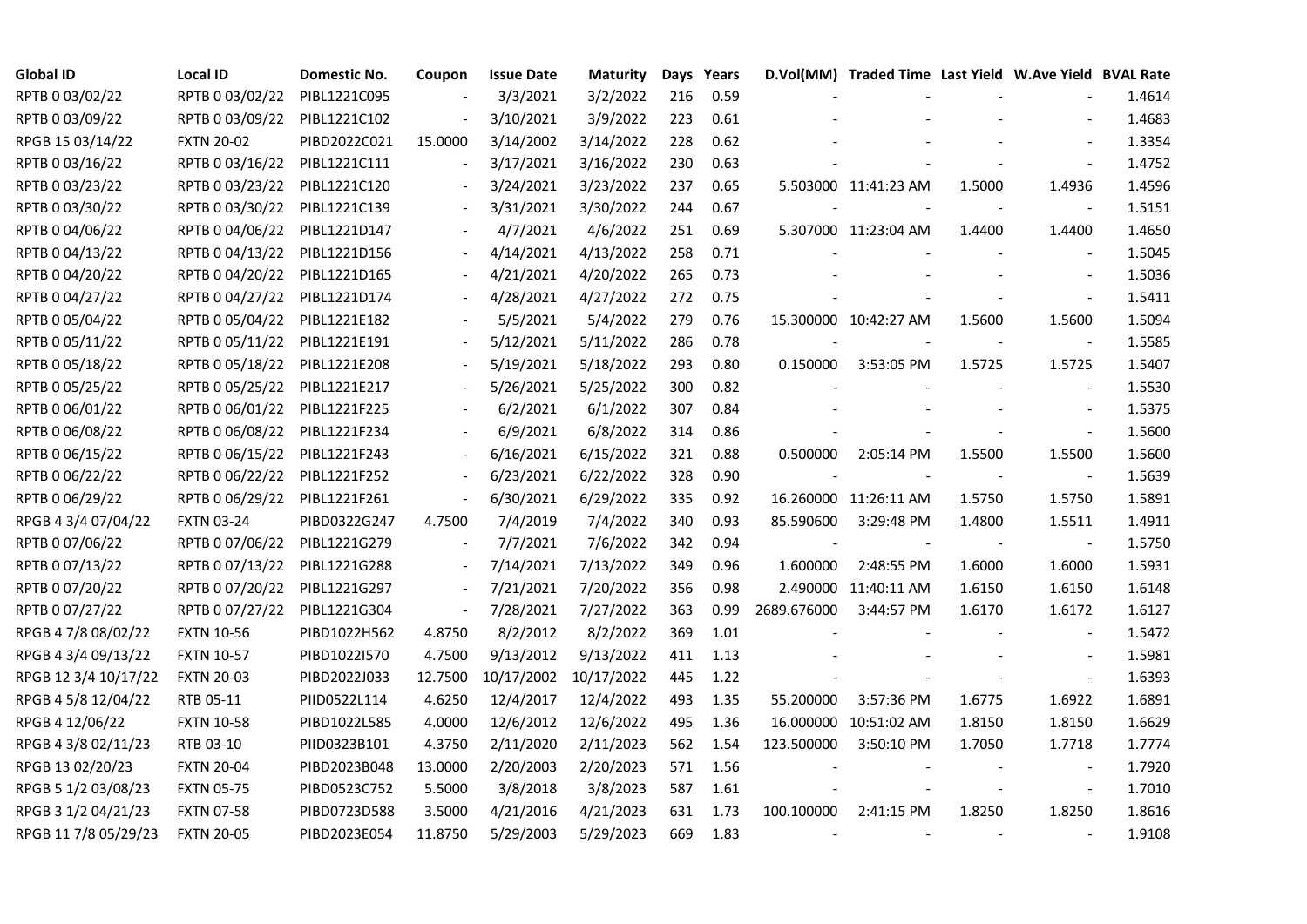| Global ID | Local ID | Domestic No. | Coupon | Issue Date | Maturity | Days | Years | D.Vol(MM) | Traded Time | Last Yield | W.Ave Yield | BVAL Rate |
|---|---|---|---|---|---|---|---|---|---|---|---|---|
| RPTB 0 03/02/22 | RPTB 0 03/02/22 | PIBL1221C095 | - | 3/3/2021 | 3/2/2022 | 216 | 0.59 | - | - | - | - | 1.4614 |
| RPTB 0 03/09/22 | RPTB 0 03/09/22 | PIBL1221C102 | - | 3/10/2021 | 3/9/2022 | 223 | 0.61 | - | - | - | - | 1.4683 |
| RPGB 15 03/14/22 | FXTN 20-02 | PIBD2022C021 | 15.0000 | 3/14/2002 | 3/14/2022 | 228 | 0.62 | - | - | - | - | 1.3354 |
| RPTB 0 03/16/22 | RPTB 0 03/16/22 | PIBL1221C111 | - | 3/17/2021 | 3/16/2022 | 230 | 0.63 | - | - | - | - | 1.4752 |
| RPTB 0 03/23/22 | RPTB 0 03/23/22 | PIBL1221C120 | - | 3/24/2021 | 3/23/2022 | 237 | 0.65 | 5.503000 | 11:41:23 AM | 1.5000 | 1.4936 | 1.4596 |
| RPTB 0 03/30/22 | RPTB 0 03/30/22 | PIBL1221C139 | - | 3/31/2021 | 3/30/2022 | 244 | 0.67 | - | - | - | - | 1.5151 |
| RPTB 0 04/06/22 | RPTB 0 04/06/22 | PIBL1221D147 | - | 4/7/2021 | 4/6/2022 | 251 | 0.69 | 5.307000 | 11:23:04 AM | 1.4400 | 1.4400 | 1.4650 |
| RPTB 0 04/13/22 | RPTB 0 04/13/22 | PIBL1221D156 | - | 4/14/2021 | 4/13/2022 | 258 | 0.71 | - | - | - | - | 1.5045 |
| RPTB 0 04/20/22 | RPTB 0 04/20/22 | PIBL1221D165 | - | 4/21/2021 | 4/20/2022 | 265 | 0.73 | - | - | - | - | 1.5036 |
| RPTB 0 04/27/22 | RPTB 0 04/27/22 | PIBL1221D174 | - | 4/28/2021 | 4/27/2022 | 272 | 0.75 | - | - | - | - | 1.5411 |
| RPTB 0 05/04/22 | RPTB 0 05/04/22 | PIBL1221E182 | - | 5/5/2021 | 5/4/2022 | 279 | 0.76 | 15.300000 | 10:42:27 AM | 1.5600 | 1.5600 | 1.5094 |
| RPTB 0 05/11/22 | RPTB 0 05/11/22 | PIBL1221E191 | - | 5/12/2021 | 5/11/2022 | 286 | 0.78 | - | - | - | - | 1.5585 |
| RPTB 0 05/18/22 | RPTB 0 05/18/22 | PIBL1221E208 | - | 5/19/2021 | 5/18/2022 | 293 | 0.80 | 0.150000 | 3:53:05 PM | 1.5725 | 1.5725 | 1.5407 |
| RPTB 0 05/25/22 | RPTB 0 05/25/22 | PIBL1221E217 | - | 5/26/2021 | 5/25/2022 | 300 | 0.82 | - | - | - | - | 1.5530 |
| RPTB 0 06/01/22 | RPTB 0 06/01/22 | PIBL1221F225 | - | 6/2/2021 | 6/1/2022 | 307 | 0.84 | - | - | - | - | 1.5375 |
| RPTB 0 06/08/22 | RPTB 0 06/08/22 | PIBL1221F234 | - | 6/9/2021 | 6/8/2022 | 314 | 0.86 | - | - | - | - | 1.5600 |
| RPTB 0 06/15/22 | RPTB 0 06/15/22 | PIBL1221F243 | - | 6/16/2021 | 6/15/2022 | 321 | 0.88 | 0.500000 | 2:05:14 PM | 1.5500 | 1.5500 | 1.5600 |
| RPTB 0 06/22/22 | RPTB 0 06/22/22 | PIBL1221F252 | - | 6/23/2021 | 6/22/2022 | 328 | 0.90 | - | - | - | - | 1.5639 |
| RPTB 0 06/29/22 | RPTB 0 06/29/22 | PIBL1221F261 | - | 6/30/2021 | 6/29/2022 | 335 | 0.92 | 16.260000 | 11:26:11 AM | 1.5750 | 1.5750 | 1.5891 |
| RPGB 4 3/4 07/04/22 | FXTN 03-24 | PIBD0322G247 | 4.7500 | 7/4/2019 | 7/4/2022 | 340 | 0.93 | 85.590600 | 3:29:48 PM | 1.4800 | 1.5511 | 1.4911 |
| RPTB 0 07/06/22 | RPTB 0 07/06/22 | PIBL1221G279 | - | 7/7/2021 | 7/6/2022 | 342 | 0.94 | - | - | - | - | 1.5750 |
| RPTB 0 07/13/22 | RPTB 0 07/13/22 | PIBL1221G288 | - | 7/14/2021 | 7/13/2022 | 349 | 0.96 | 1.600000 | 2:48:55 PM | 1.6000 | 1.6000 | 1.5931 |
| RPTB 0 07/20/22 | RPTB 0 07/20/22 | PIBL1221G297 | - | 7/21/2021 | 7/20/2022 | 356 | 0.98 | 2.490000 | 11:40:11 AM | 1.6150 | 1.6150 | 1.6148 |
| RPTB 0 07/27/22 | RPTB 0 07/27/22 | PIBL1221G304 | - | 7/28/2021 | 7/27/2022 | 363 | 0.99 | 2689.676000 | 3:44:57 PM | 1.6170 | 1.6172 | 1.6127 |
| RPGB 4 7/8 08/02/22 | FXTN 10-56 | PIBD1022H562 | 4.8750 | 8/2/2012 | 8/2/2022 | 369 | 1.01 | - | - | - | - | 1.5472 |
| RPGB 4 3/4 09/13/22 | FXTN 10-57 | PIBD1022I570 | 4.7500 | 9/13/2012 | 9/13/2022 | 411 | 1.13 | - | - | - | - | 1.5981 |
| RPGB 12 3/4 10/17/22 | FXTN 20-03 | PIBD2022J033 | 12.7500 | 10/17/2002 | 10/17/2022 | 445 | 1.22 | - | - | - | - | 1.6393 |
| RPGB 4 5/8 12/04/22 | RTB 05-11 | PIID0522L114 | 4.6250 | 12/4/2017 | 12/4/2022 | 493 | 1.35 | 55.200000 | 3:57:36 PM | 1.6775 | 1.6922 | 1.6891 |
| RPGB 4 12/06/22 | FXTN 10-58 | PIBD1022L585 | 4.0000 | 12/6/2012 | 12/6/2022 | 495 | 1.36 | 16.000000 | 10:51:02 AM | 1.8150 | 1.8150 | 1.6629 |
| RPGB 4 3/8 02/11/23 | RTB 03-10 | PIID0323B101 | 4.3750 | 2/11/2020 | 2/11/2023 | 562 | 1.54 | 123.500000 | 3:50:10 PM | 1.7050 | 1.7718 | 1.7774 |
| RPGB 13 02/20/23 | FXTN 20-04 | PIBD2023B048 | 13.0000 | 2/20/2003 | 2/20/2023 | 571 | 1.56 | - | - | - | - | 1.7920 |
| RPGB 5 1/2 03/08/23 | FXTN 05-75 | PIBD0523C752 | 5.5000 | 3/8/2018 | 3/8/2023 | 587 | 1.61 | - | - | - | - | 1.7010 |
| RPGB 3 1/2 04/21/23 | FXTN 07-58 | PIBD0723D588 | 3.5000 | 4/21/2016 | 4/21/2023 | 631 | 1.73 | 100.100000 | 2:41:15 PM | 1.8250 | 1.8250 | 1.8616 |
| RPGB 11 7/8 05/29/23 | FXTN 20-05 | PIBD2023E054 | 11.8750 | 5/29/2003 | 5/29/2023 | 669 | 1.83 | - | - | - | - | 1.9108 |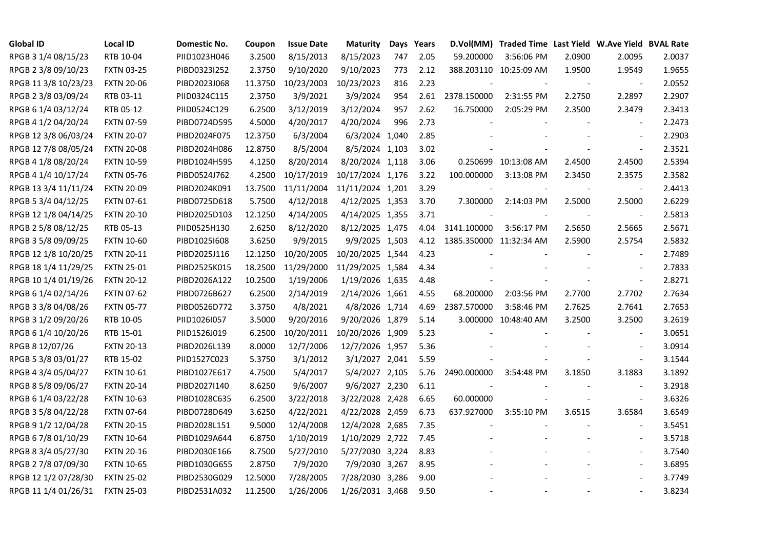| Global ID | Local ID | Domestic No. | Coupon | Issue Date | Maturity | Days | Years | D.Vol(MM) | Traded Time | Last Yield | W.Ave Yield | BVAL Rate |
|---|---|---|---|---|---|---|---|---|---|---|---|---|
| RPGB 3 1/4 08/15/23 | RTB 10-04 | PIID1023H046 | 3.2500 | 8/15/2013 | 8/15/2023 | 747 | 2.05 | 59.200000 | 3:56:06 PM | 2.0900 | 2.0095 | 2.0037 |
| RPGB 2 3/8 09/10/23 | FXTN 03-25 | PIBD0323I252 | 2.3750 | 9/10/2020 | 9/10/2023 | 773 | 2.12 | 388.203110 | 10:25:09 AM | 1.9500 | 1.9549 | 1.9655 |
| RPGB 11 3/8 10/23/23 | FXTN 20-06 | PIBD2023J068 | 11.3750 | 10/23/2003 | 10/23/2023 | 816 | 2.23 | - | - | - | - | 2.0552 |
| RPGB 2 3/8 03/09/24 | RTB 03-11 | PIID0324C115 | 2.3750 | 3/9/2021 | 3/9/2024 | 954 | 2.61 | 2378.150000 | 2:31:55 PM | 2.2750 | 2.2897 | 2.2907 |
| RPGB 6 1/4 03/12/24 | RTB 05-12 | PIID0524C129 | 6.2500 | 3/12/2019 | 3/12/2024 | 957 | 2.62 | 16.750000 | 2:05:29 PM | 2.3500 | 2.3479 | 2.3413 |
| RPGB 4 1/2 04/20/24 | FXTN 07-59 | PIBD0724D595 | 4.5000 | 4/20/2017 | 4/20/2024 | 996 | 2.73 | - | - | - | - | 2.2473 |
| RPGB 12 3/8 06/03/24 | FXTN 20-07 | PIBD2024F075 | 12.3750 | 6/3/2004 | 6/3/2024 | 1,040 | 2.85 | - | - | - | - | 2.2903 |
| RPGB 12 7/8 08/05/24 | FXTN 20-08 | PIBD2024H086 | 12.8750 | 8/5/2004 | 8/5/2024 | 1,103 | 3.02 | - | - | - | - | 2.3521 |
| RPGB 4 1/8 08/20/24 | FXTN 10-59 | PIBD1024H595 | 4.1250 | 8/20/2014 | 8/20/2024 | 1,118 | 3.06 | 0.250699 | 10:13:08 AM | 2.4500 | 2.4500 | 2.5394 |
| RPGB 4 1/4 10/17/24 | FXTN 05-76 | PIBD0524J762 | 4.2500 | 10/17/2019 | 10/17/2024 | 1,176 | 3.22 | 100.000000 | 3:13:08 PM | 2.3450 | 2.3575 | 2.3582 |
| RPGB 13 3/4 11/11/24 | FXTN 20-09 | PIBD2024K091 | 13.7500 | 11/11/2004 | 11/11/2024 | 1,201 | 3.29 | - | - | - | - | 2.4413 |
| RPGB 5 3/4 04/12/25 | FXTN 07-61 | PIBD0725D618 | 5.7500 | 4/12/2018 | 4/12/2025 | 1,353 | 3.70 | 7.300000 | 2:14:03 PM | 2.5000 | 2.5000 | 2.6229 |
| RPGB 12 1/8 04/14/25 | FXTN 20-10 | PIBD2025D103 | 12.1250 | 4/14/2005 | 4/14/2025 | 1,355 | 3.71 | - | - | - | - | 2.5813 |
| RPGB 2 5/8 08/12/25 | RTB 05-13 | PIID0525H130 | 2.6250 | 8/12/2020 | 8/12/2025 | 1,475 | 4.04 | 3141.100000 | 3:56:17 PM | 2.5650 | 2.5665 | 2.5671 |
| RPGB 3 5/8 09/09/25 | FXTN 10-60 | PIBD1025I608 | 3.6250 | 9/9/2015 | 9/9/2025 | 1,503 | 4.12 | 1385.350000 | 11:32:34 AM | 2.5900 | 2.5754 | 2.5832 |
| RPGB 12 1/8 10/20/25 | FXTN 20-11 | PIBD2025J116 | 12.1250 | 10/20/2005 | 10/20/2025 | 1,544 | 4.23 | - | - | - | - | 2.7489 |
| RPGB 18 1/4 11/29/25 | FXTN 25-01 | PIBD2525K015 | 18.2500 | 11/29/2000 | 11/29/2025 | 1,584 | 4.34 | - | - | - | - | 2.7833 |
| RPGB 10 1/4 01/19/26 | FXTN 20-12 | PIBD2026A122 | 10.2500 | 1/19/2006 | 1/19/2026 | 1,635 | 4.48 | - | - | - | - | 2.8271 |
| RPGB 6 1/4 02/14/26 | FXTN 07-62 | PIBD0726B627 | 6.2500 | 2/14/2019 | 2/14/2026 | 1,661 | 4.55 | 68.200000 | 2:03:56 PM | 2.7700 | 2.7702 | 2.7634 |
| RPGB 3 3/8 04/08/26 | FXTN 05-77 | PIBD0526D772 | 3.3750 | 4/8/2021 | 4/8/2026 | 1,714 | 4.69 | 2387.570000 | 3:58:46 PM | 2.7625 | 2.7641 | 2.7653 |
| RPGB 3 1/2 09/20/26 | RTB 10-05 | PIID1026I057 | 3.5000 | 9/20/2016 | 9/20/2026 | 1,879 | 5.14 | 3.000000 | 10:48:40 AM | 3.2500 | 3.2500 | 3.2619 |
| RPGB 6 1/4 10/20/26 | RTB 15-01 | PIID1526J019 | 6.2500 | 10/20/2011 | 10/20/2026 | 1,909 | 5.23 | - | - | - | - | 3.0651 |
| RPGB 8 12/07/26 | FXTN 20-13 | PIBD2026L139 | 8.0000 | 12/7/2006 | 12/7/2026 | 1,957 | 5.36 | - | - | - | - | 3.0914 |
| RPGB 5 3/8 03/01/27 | RTB 15-02 | PIID1527C023 | 5.3750 | 3/1/2012 | 3/1/2027 | 2,041 | 5.59 | - | - | - | - | 3.1544 |
| RPGB 4 3/4 05/04/27 | FXTN 10-61 | PIBD1027E617 | 4.7500 | 5/4/2017 | 5/4/2027 | 2,105 | 5.76 | 2490.000000 | 3:54:48 PM | 3.1850 | 3.1883 | 3.1892 |
| RPGB 8 5/8 09/06/27 | FXTN 20-14 | PIBD2027I140 | 8.6250 | 9/6/2007 | 9/6/2027 | 2,230 | 6.11 | - | - | - | - | 3.2918 |
| RPGB 6 1/4 03/22/28 | FXTN 10-63 | PIBD1028C635 | 6.2500 | 3/22/2018 | 3/22/2028 | 2,428 | 6.65 | 60.000000 | - | - | - | 3.6326 |
| RPGB 3 5/8 04/22/28 | FXTN 07-64 | PIBD0728D649 | 3.6250 | 4/22/2021 | 4/22/2028 | 2,459 | 6.73 | 637.927000 | 3:55:10 PM | 3.6515 | 3.6584 | 3.6549 |
| RPGB 9 1/2 12/04/28 | FXTN 20-15 | PIBD2028L151 | 9.5000 | 12/4/2008 | 12/4/2028 | 2,685 | 7.35 | - | - | - | - | 3.5451 |
| RPGB 6 7/8 01/10/29 | FXTN 10-64 | PIBD1029A644 | 6.8750 | 1/10/2019 | 1/10/2029 | 2,722 | 7.45 | - | - | - | - | 3.5718 |
| RPGB 8 3/4 05/27/30 | FXTN 20-16 | PIBD2030E166 | 8.7500 | 5/27/2010 | 5/27/2030 | 3,224 | 8.83 | - | - | - | - | 3.7540 |
| RPGB 2 7/8 07/09/30 | FXTN 10-65 | PIBD1030G655 | 2.8750 | 7/9/2020 | 7/9/2030 | 3,267 | 8.95 | - | - | - | - | 3.6895 |
| RPGB 12 1/2 07/28/30 | FXTN 25-02 | PIBD2530G029 | 12.5000 | 7/28/2005 | 7/28/2030 | 3,286 | 9.00 | - | - | - | - | 3.7749 |
| RPGB 11 1/4 01/26/31 | FXTN 25-03 | PIBD2531A032 | 11.2500 | 1/26/2006 | 1/26/2031 | 3,468 | 9.50 | - | - | - | - | 3.8234 |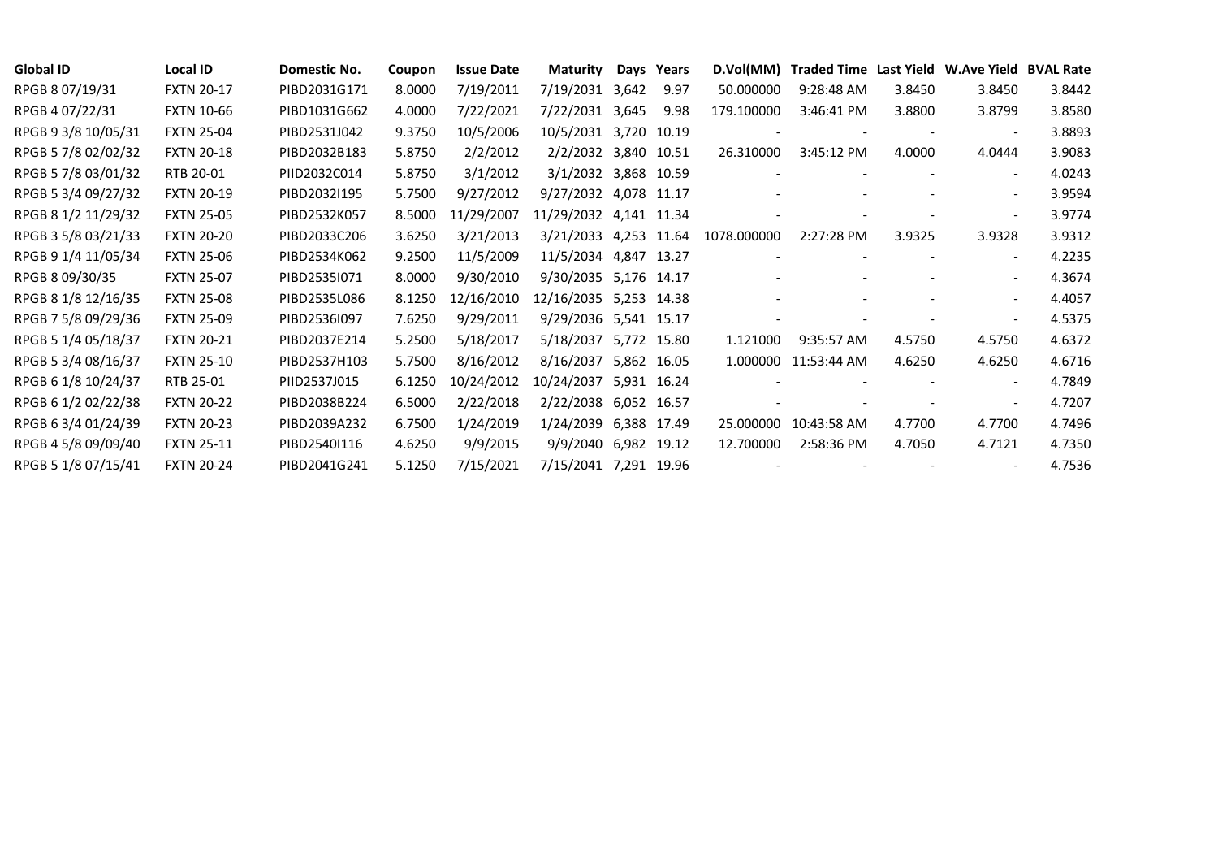| Global ID | Local ID | Domestic No. | Coupon | Issue Date | Maturity | Days | Years | D.Vol(MM) | Traded Time | Last Yield | W.Ave Yield | BVAL Rate |
|---|---|---|---|---|---|---|---|---|---|---|---|---|
| RPGB 8 07/19/31 | FXTN 20-17 | PIBD2031G171 | 8.0000 | 7/19/2011 | 7/19/2031 | 3,642 | 9.97 | 50.000000 | 9:28:48 AM | 3.8450 | 3.8450 | 3.8442 |
| RPGB 4 07/22/31 | FXTN 10-66 | PIBD1031G662 | 4.0000 | 7/22/2021 | 7/22/2031 | 3,645 | 9.98 | 179.100000 | 3:46:41 PM | 3.8800 | 3.8799 | 3.8580 |
| RPGB 9 3/8 10/05/31 | FXTN 25-04 | PIBD2531J042 | 9.3750 | 10/5/2006 | 10/5/2031 | 3,720 | 10.19 | - | - | - | - | 3.8893 |
| RPGB 5 7/8 02/02/32 | FXTN 20-18 | PIBD2032B183 | 5.8750 | 2/2/2012 | 2/2/2032 | 3,840 | 10.51 | 26.310000 | 3:45:12 PM | 4.0000 | 4.0444 | 3.9083 |
| RPGB 5 7/8 03/01/32 | RTB 20-01 | PIID2032C014 | 5.8750 | 3/1/2012 | 3/1/2032 | 3,868 | 10.59 | - | - | - | - | 4.0243 |
| RPGB 5 3/4 09/27/32 | FXTN 20-19 | PIBD2032I195 | 5.7500 | 9/27/2012 | 9/27/2032 | 4,078 | 11.17 | - | - | - | - | 3.9594 |
| RPGB 8 1/2 11/29/32 | FXTN 25-05 | PIBD2532K057 | 8.5000 | 11/29/2007 | 11/29/2032 | 4,141 | 11.34 | - | - | - | - | 3.9774 |
| RPGB 3 5/8 03/21/33 | FXTN 20-20 | PIBD2033C206 | 3.6250 | 3/21/2013 | 3/21/2033 | 4,253 | 11.64 | 1078.000000 | 2:27:28 PM | 3.9325 | 3.9328 | 3.9312 |
| RPGB 9 1/4 11/05/34 | FXTN 25-06 | PIBD2534K062 | 9.2500 | 11/5/2009 | 11/5/2034 | 4,847 | 13.27 | - | - | - | - | 4.2235 |
| RPGB 8 09/30/35 | FXTN 25-07 | PIBD2535I071 | 8.0000 | 9/30/2010 | 9/30/2035 | 5,176 | 14.17 | - | - | - | - | 4.3674 |
| RPGB 8 1/8 12/16/35 | FXTN 25-08 | PIBD2535L086 | 8.1250 | 12/16/2010 | 12/16/2035 | 5,253 | 14.38 | - | - | - | - | 4.4057 |
| RPGB 7 5/8 09/29/36 | FXTN 25-09 | PIBD2536I097 | 7.6250 | 9/29/2011 | 9/29/2036 | 5,541 | 15.17 | - | - | - | - | 4.5375 |
| RPGB 5 1/4 05/18/37 | FXTN 20-21 | PIBD2037E214 | 5.2500 | 5/18/2017 | 5/18/2037 | 5,772 | 15.80 | 1.121000 | 9:35:57 AM | 4.5750 | 4.5750 | 4.6372 |
| RPGB 5 3/4 08/16/37 | FXTN 25-10 | PIBD2537H103 | 5.7500 | 8/16/2012 | 8/16/2037 | 5,862 | 16.05 | 1.000000 | 11:53:44 AM | 4.6250 | 4.6250 | 4.6716 |
| RPGB 6 1/8 10/24/37 | RTB 25-01 | PIID2537J015 | 6.1250 | 10/24/2012 | 10/24/2037 | 5,931 | 16.24 | - | - | - | - | 4.7849 |
| RPGB 6 1/2 02/22/38 | FXTN 20-22 | PIBD2038B224 | 6.5000 | 2/22/2018 | 2/22/2038 | 6,052 | 16.57 | - | - | - | - | 4.7207 |
| RPGB 6 3/4 01/24/39 | FXTN 20-23 | PIBD2039A232 | 6.7500 | 1/24/2019 | 1/24/2039 | 6,388 | 17.49 | 25.000000 | 10:43:58 AM | 4.7700 | 4.7700 | 4.7496 |
| RPGB 4 5/8 09/09/40 | FXTN 25-11 | PIBD2540I116 | 4.6250 | 9/9/2015 | 9/9/2040 | 6,982 | 19.12 | 12.700000 | 2:58:36 PM | 4.7050 | 4.7121 | 4.7350 |
| RPGB 5 1/8 07/15/41 | FXTN 20-24 | PIBD2041G241 | 5.1250 | 7/15/2021 | 7/15/2041 | 7,291 | 19.96 | - | - | - | - | 4.7536 |